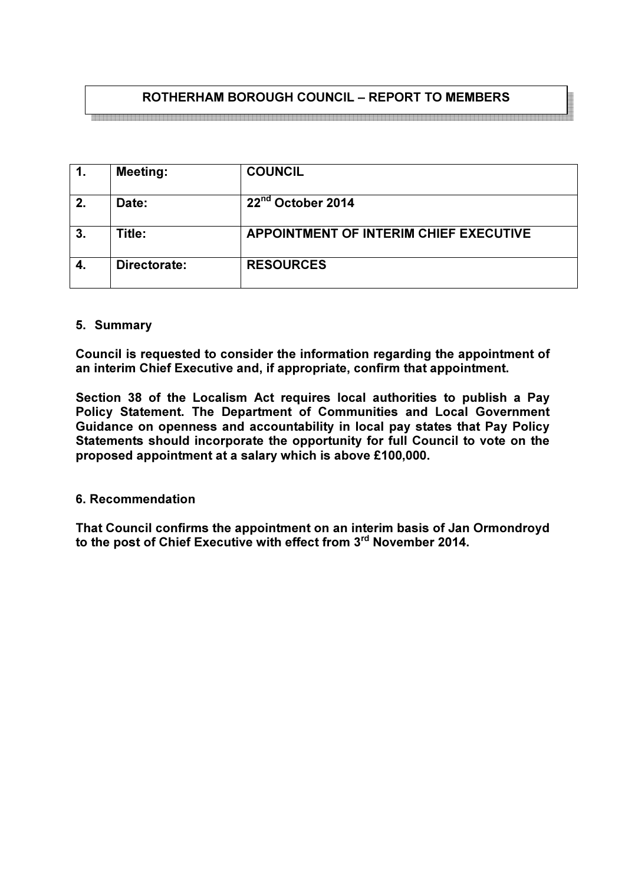# ROTHERHAM BOROUGH COUNCIL – REPORT TO MEMBERS

| 1. | Meeting: | COUNCIL |
|---|---|---|
| 2. | Date: | 22nd October 2014 |
| 3. | Title: | APPOINTMENT OF INTERIM CHIEF EXECUTIVE |
| 4. | Directorate: | RESOURCES |

## 5. Summary

**Council is requested to consider the information regarding the appointment of an interim Chief Executive and, if appropriate, confirm that appointment.**

**Section 38 of the Localism Act requires local authorities to publish a Pay Policy Statement. The Department of Communities and Local Government Guidance on openness and accountability in local pay states that Pay Policy Statements should incorporate the opportunity for full Council to vote on the proposed appointment at a salary which is above £100,000.**

## 6. Recommendation

**That Council confirms the appointment on an interim basis of Jan Ormondroyd to the post of Chief Executive with effect from 3rd November 2014.**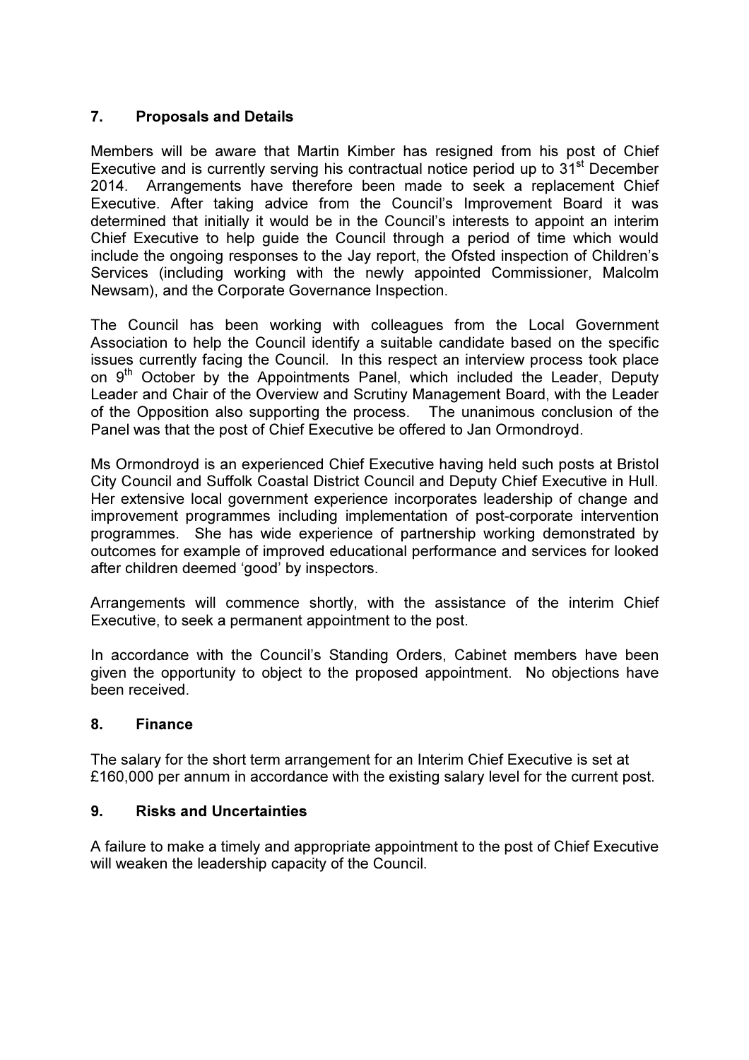## 7. Proposals and Details

Members will be aware that Martin Kimber has resigned from his post of Chief Executive and is currently serving his contractual notice period up to 31st December 2014. Arrangements have therefore been made to seek a replacement Chief Executive. After taking advice from the Council's Improvement Board it was determined that initially it would be in the Council's interests to appoint an interim Chief Executive to help guide the Council through a period of time which would include the ongoing responses to the Jay report, the Ofsted inspection of Children's Services (including working with the newly appointed Commissioner, Malcolm Newsam), and the Corporate Governance Inspection.

The Council has been working with colleagues from the Local Government Association to help the Council identify a suitable candidate based on the specific issues currently facing the Council. In this respect an interview process took place on 9th October by the Appointments Panel, which included the Leader, Deputy Leader and Chair of the Overview and Scrutiny Management Board, with the Leader of the Opposition also supporting the process. The unanimous conclusion of the Panel was that the post of Chief Executive be offered to Jan Ormondroyd.

Ms Ormondroyd is an experienced Chief Executive having held such posts at Bristol City Council and Suffolk Coastal District Council and Deputy Chief Executive in Hull. Her extensive local government experience incorporates leadership of change and improvement programmes including implementation of post-corporate intervention programmes. She has wide experience of partnership working demonstrated by outcomes for example of improved educational performance and services for looked after children deemed 'good' by inspectors.

Arrangements will commence shortly, with the assistance of the interim Chief Executive, to seek a permanent appointment to the post.

In accordance with the Council's Standing Orders, Cabinet members have been given the opportunity to object to the proposed appointment. No objections have been received.

## 8. Finance

The salary for the short term arrangement for an Interim Chief Executive is set at £160,000 per annum in accordance with the existing salary level for the current post.

## 9. Risks and Uncertainties

A failure to make a timely and appropriate appointment to the post of Chief Executive will weaken the leadership capacity of the Council.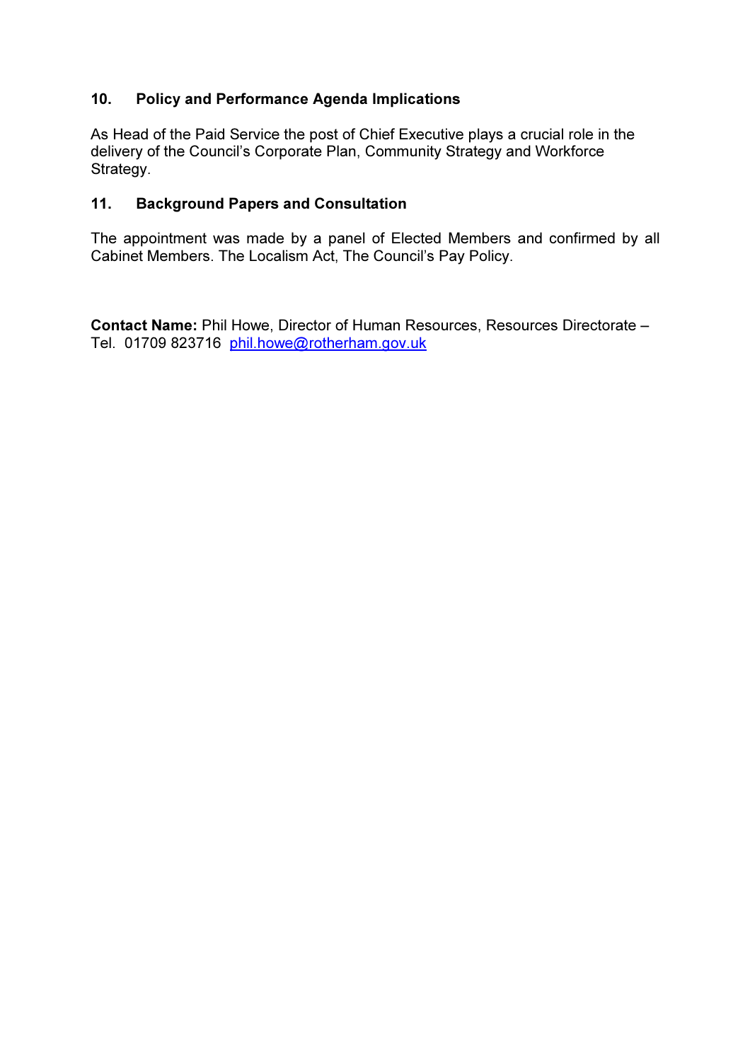## 10. Policy and Performance Agenda Implications

As Head of the Paid Service the post of Chief Executive plays a crucial role in the delivery of the Council's Corporate Plan, Community Strategy and Workforce Strategy.

## 11. Background Papers and Consultation

The appointment was made by a panel of Elected Members and confirmed by all Cabinet Members. The Localism Act, The Council's Pay Policy.

**Contact Name:** Phil Howe, Director of Human Resources, Resources Directorate – Tel. 01709 823716 phil.howe@rotherham.gov.uk